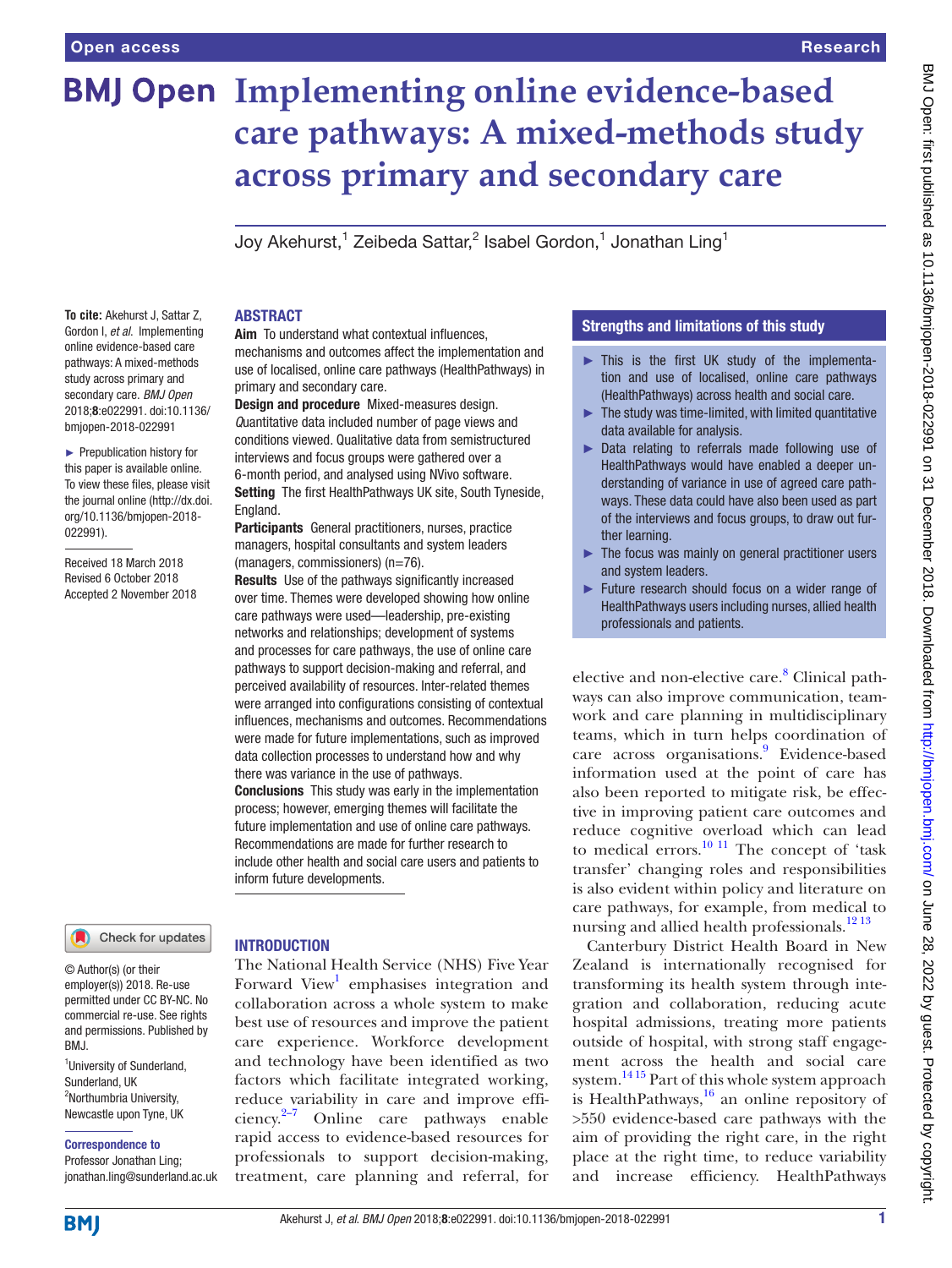Open access

Research

# Implementing online evidence-based care pathways: A mixed-methods study across primary and secondary care

Joy Akehurst,[1] Zeibeda Sattar,[2] Isabel Gordon,[1] Jonathan Ling[1]

**To cite:** Akehurst J, Sattar Z, Gordon I, *et al*. Implementing online evidence-based care pathways: A mixed-methods study across primary and secondary care. *BMJ Open* 2018;**8**:e022991. doi:10.1136/bmjopen-2018-022991

► Prepublication history for this paper is available online. To view these files, please visit the journal online (http://dx.doi.org/10.1136/bmjopen-2018-022991).

Received 18 March 2018
Revised 6 October 2018
Accepted 2 November 2018

© Author(s) (or their employer(s)) 2018. Re-use permitted under CC BY-NC. No commercial re-use. See rights and permissions. Published by BMJ.

[1]University of Sunderland, Sunderland, UK
[2]Northumbria University, Newcastle upon Tyne, UK

**Correspondence to**
Professor Jonathan Ling;
jonathan.ling@sunderland.ac.uk

## ABSTRACT

**Aim** To understand what contextual influences, mechanisms and outcomes affect the implementation and use of localised, online care pathways (HealthPathways) in primary and secondary care.

**Design and procedure** Mixed-measures design. *Q*uantitative data included number of page views and conditions viewed. Qualitative data from semistructured interviews and focus groups were gathered over a 6-month period, and analysed using NVivo software.

**Setting** The first HealthPathways UK site, South Tyneside, England.

**Participants** General practitioners, nurses, practice managers, hospital consultants and system leaders (managers, commissioners) (n=76).

**Results** Use of the pathways significantly increased over time. Themes were developed showing how online care pathways were used—leadership, pre-existing networks and relationships; development of systems and processes for care pathways, the use of online care pathways to support decision-making and referral, and perceived availability of resources. Inter-related themes were arranged into configurations consisting of contextual influences, mechanisms and outcomes. Recommendations were made for future implementations, such as improved data collection processes to understand how and why there was variance in the use of pathways.

**Conclusions** This study was early in the implementation process; however, emerging themes will facilitate the future implementation and use of online care pathways. Recommendations are made for further research to include other health and social care users and patients to inform future developments.

## Strengths and limitations of this study

- ► This is the first UK study of the implementation and use of localised, online care pathways (HealthPathways) across health and social care.
- ► The study was time-limited, with limited quantitative data available for analysis.
- ► Data relating to referrals made following use of HealthPathways would have enabled a deeper understanding of variance in use of agreed care pathways. These data could have also been used as part of the interviews and focus groups, to draw out further learning.
- ► The focus was mainly on general practitioner users and system leaders.
- ► Future research should focus on a wider range of HealthPathways users including nurses, allied health professionals and patients.

## INTRODUCTION

The National Health Service (NHS) Five Year Forward View[1] emphasises integration and collaboration across a whole system to make best use of resources and improve the patient care experience. Workforce development and technology have been identified as two factors which facilitate integrated working, reduce variability in care and improve efficiency.[2–7] Online care pathways enable rapid access to evidence-based resources for professionals to support decision-making, treatment, care planning and referral, for elective and non-elective care.[8] Clinical pathways can also improve communication, teamwork and care planning in multidisciplinary teams, which in turn helps coordination of care across organisations.[9] Evidence-based information used at the point of care has also been reported to mitigate risk, be effective in improving patient care outcomes and reduce cognitive overload which can lead to medical errors.[10 11] The concept of 'task transfer' changing roles and responsibilities is also evident within policy and literature on care pathways, for example, from medical to nursing and allied health professionals.[12 13]

Canterbury District Health Board in New Zealand is internationally recognised for transforming its health system through integration and collaboration, reducing acute hospital admissions, treating more patients outside of hospital, with strong staff engagement across the health and social care system.[14 15] Part of this whole system approach is HealthPathways,[16] an online repository of >550 evidence-based care pathways with the aim of providing the right care, in the right place at the right time, to reduce variability and increase efficiency. HealthPathways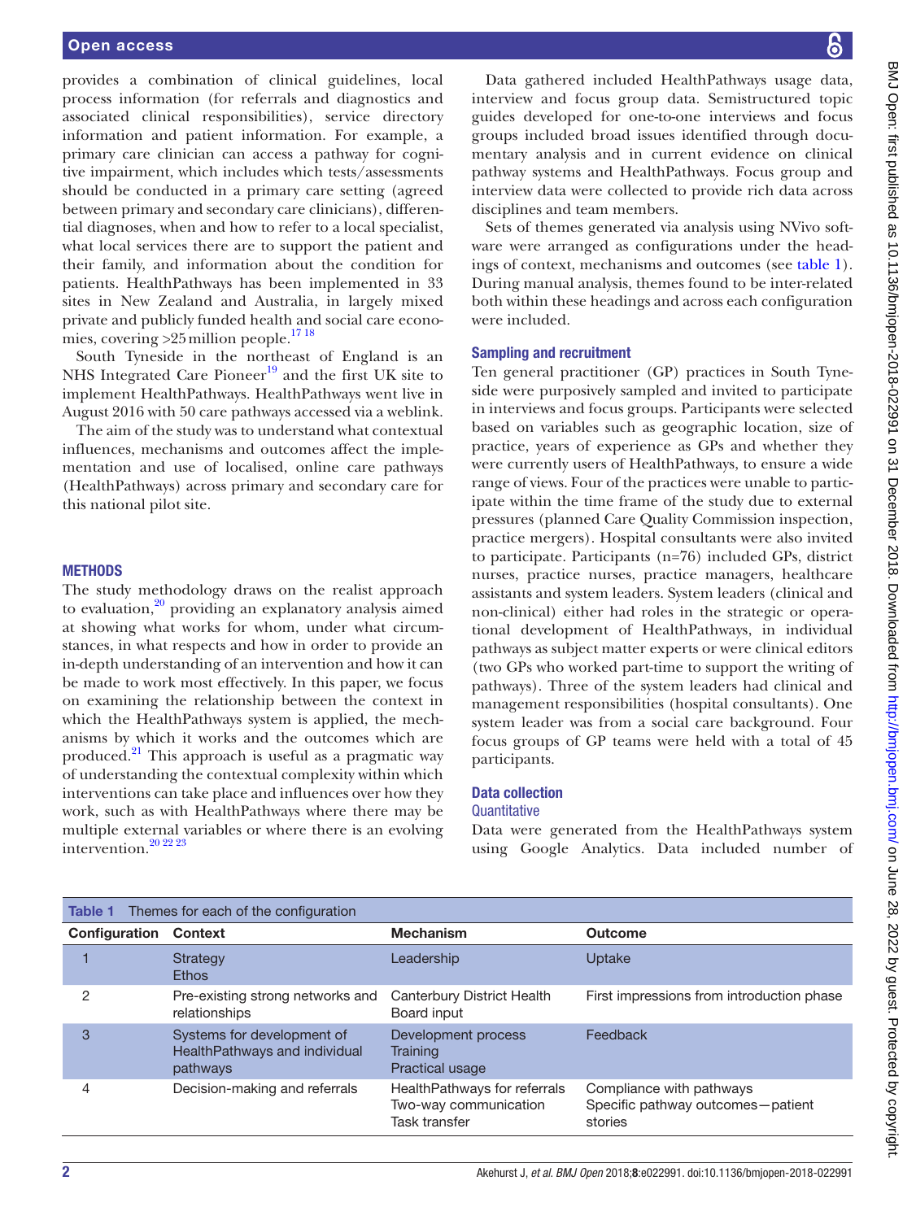provides a combination of clinical guidelines, local process information (for referrals and diagnostics and associated clinical responsibilities), service directory information and patient information. For example, a primary care clinician can access a pathway for cognitive impairment, which includes which tests/assessments should be conducted in a primary care setting (agreed between primary and secondary care clinicians), differential diagnoses, when and how to refer to a local specialist, what local services there are to support the patient and their family, and information about the condition for patients. HealthPathways has been implemented in 33 sites in New Zealand and Australia, in largely mixed private and publicly funded health and social care economies, covering >25 million people.[17,18]

South Tyneside in the northeast of England is an NHS Integrated Care Pioneer[19] and the first UK site to implement HealthPathways. HealthPathways went live in August 2016 with 50 care pathways accessed via a weblink.

The aim of the study was to understand what contextual influences, mechanisms and outcomes affect the implementation and use of localised, online care pathways (HealthPathways) across primary and secondary care for this national pilot site.

## METHODS

The study methodology draws on the realist approach to evaluation,[20] providing an explanatory analysis aimed at showing what works for whom, under what circumstances, in what respects and how in order to provide an in-depth understanding of an intervention and how it can be made to work most effectively. In this paper, we focus on examining the relationship between the context in which the HealthPathways system is applied, the mechanisms by which it works and the outcomes which are produced.[21] This approach is useful as a pragmatic way of understanding the contextual complexity within which interventions can take place and influences over how they work, such as with HealthPathways where there may be multiple external variables or where there is an evolving intervention.[20,22,23]

Data gathered included HealthPathways usage data, interview and focus group data. Semistructured topic guides developed for one-to-one interviews and focus groups included broad issues identified through documentary analysis and in current evidence on clinical pathway systems and HealthPathways. Focus group and interview data were collected to provide rich data across disciplines and team members.

Sets of themes generated via analysis using NVivo software were arranged as configurations under the headings of context, mechanisms and outcomes (see table 1). During manual analysis, themes found to be inter-related both within these headings and across each configuration were included.

### Sampling and recruitment

Ten general practitioner (GP) practices in South Tyneside were purposively sampled and invited to participate in interviews and focus groups. Participants were selected based on variables such as geographic location, size of practice, years of experience as GPs and whether they were currently users of HealthPathways, to ensure a wide range of views. Four of the practices were unable to participate within the time frame of the study due to external pressures (planned Care Quality Commission inspection, practice mergers). Hospital consultants were also invited to participate. Participants (n=76) included GPs, district nurses, practice nurses, practice managers, healthcare assistants and system leaders. System leaders (clinical and non-clinical) either had roles in the strategic or operational development of HealthPathways, in individual pathways as subject matter experts or were clinical editors (two GPs who worked part-time to support the writing of pathways). Three of the system leaders had clinical and management responsibilities (hospital consultants). One system leader was from a social care background. Four focus groups of GP teams were held with a total of 45 participants.

### Data collection

#### Quantitative

Data were generated from the HealthPathways system using Google Analytics. Data included number of

**Table 1** Themes for each of the configuration

| Configuration | Context | Mechanism | Outcome |
|---|---|---|---|
| 1 | Strategy<br>Ethos | Leadership | Uptake |
| 2 | Pre-existing strong networks and relationships | Canterbury District Health Board input | First impressions from introduction phase |
| 3 | Systems for development of HealthPathways and individual pathways | Development process<br>Training<br>Practical usage | Feedback |
| 4 | Decision-making and referrals | HealthPathways for referrals<br>Two-way communication<br>Task transfer | Compliance with pathways<br>Specific pathway outcomes—patient stories |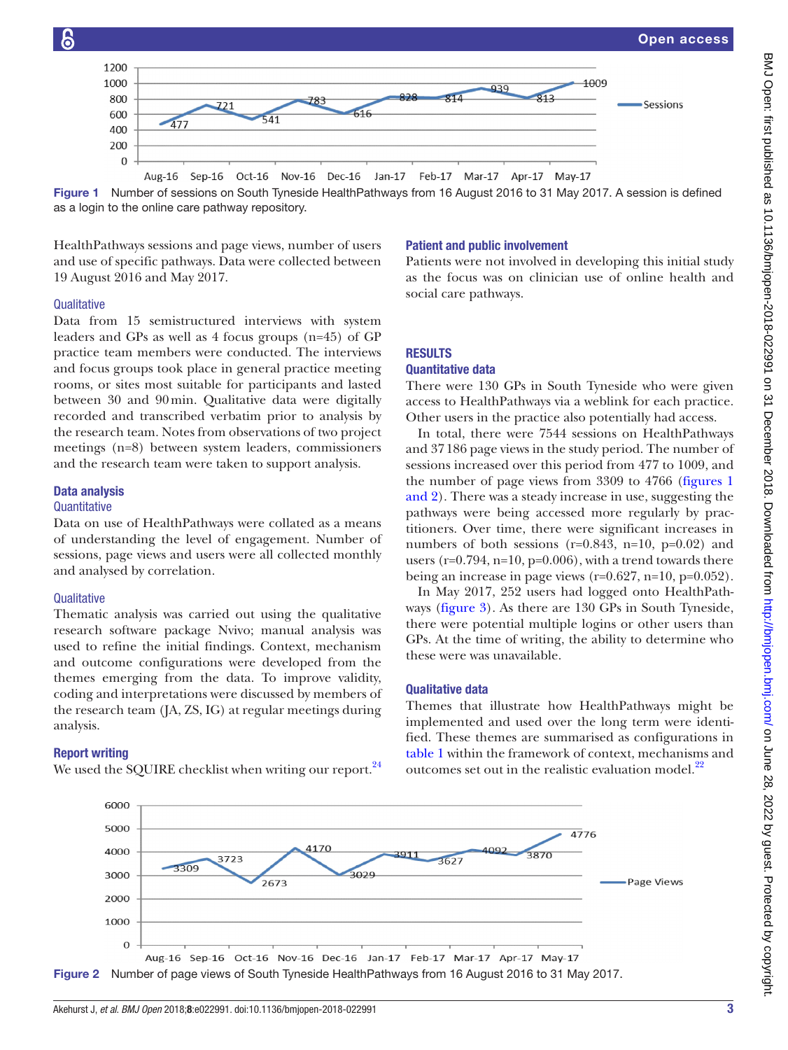Figure 1 Number of sessions on South Tyneside HealthPathways from 16 August 2016 to 31 May 2017. A session is defined as a login to the online care pathway repository.

HealthPathways sessions and page views, number of users and use of specific pathways. Data were collected between 19 August 2016 and May 2017.

### Qualitative

Data from 15 semistructured interviews with system leaders and GPs as well as 4 focus groups (n=45) of GP practice team members were conducted. The interviews and focus groups took place in general practice meeting rooms, or sites most suitable for participants and lasted between 30 and 90 min. Qualitative data were digitally recorded and transcribed verbatim prior to analysis by the research team. Notes from observations of two project meetings (n=8) between system leaders, commissioners and the research team were taken to support analysis.

## Data analysis

### Quantitative

Data on use of HealthPathways were collated as a means of understanding the level of engagement. Number of sessions, page views and users were all collected monthly and analysed by correlation.

### Qualitative

Thematic analysis was carried out using the qualitative research software package Nvivo; manual analysis was used to refine the initial findings. Context, mechanism and outcome configurations were developed from the themes emerging from the data. To improve validity, coding and interpretations were discussed by members of the research team (JA, ZS, IG) at regular meetings during analysis.

## Report writing

We used the SQUIRE checklist when writing our report.[24]

## Patient and public involvement

Patients were not involved in developing this initial study as the focus was on clinician use of online health and social care pathways.

## RESULTS

### Quantitative data

There were 130 GPs in South Tyneside who were given access to HealthPathways via a weblink for each practice. Other users in the practice also potentially had access.

In total, there were 7544 sessions on HealthPathways and 37 186 page views in the study period. The number of sessions increased over this period from 477 to 1009, and the number of page views from 3309 to 4766 (figures 1 and 2). There was a steady increase in use, suggesting the pathways were being accessed more regularly by practitioners. Over time, there were significant increases in numbers of both sessions ($r=0.843$, $n=10$, $p=0.02$) and users ($r=0.794$, $n=10$, $p=0.006$), with a trend towards there being an increase in page views ($r=0.627$, $n=10$, $p=0.052$).

In May 2017, 252 users had logged onto HealthPathways (figure 3). As there are 130 GPs in South Tyneside, there were potential multiple logins or other users than GPs. At the time of writing, the ability to determine who these were was unavailable.

### Qualitative data

Themes that illustrate how HealthPathways might be implemented and used over the long term were identified. These themes are summarised as configurations in table 1 within the framework of context, mechanisms and outcomes set out in the realistic evaluation model.[22]

Figure 2 Number of page views of South Tyneside HealthPathways from 16 August 2016 to 31 May 2017.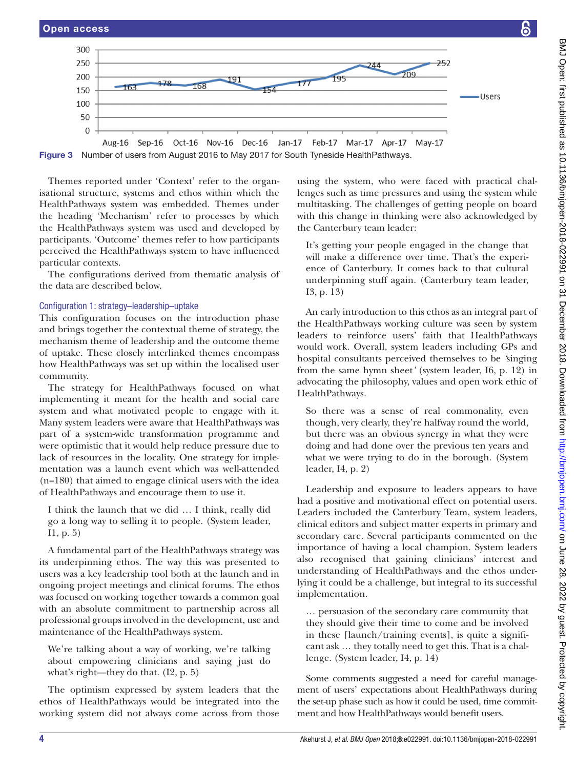300
250
200
150
100
50
0

163 178 168 191 154 177 195 244 209 252

Aug-16 Sep-16 Oct-16 Nov-16 Dec-16 Jan-17 Feb-17 Mar-17 Apr-17 May-17

Users

**Figure 3** Number of users from August 2016 to May 2017 for South Tyneside HealthPathways.

Themes reported under 'Context' refer to the organisational structure, systems and ethos within which the HealthPathways system was embedded. Themes under the heading 'Mechanism' refer to processes by which the HealthPathways system was used and developed by participants. 'Outcome' themes refer to how participants perceived the HealthPathways system to have influenced particular contexts.

The configurations derived from thematic analysis of the data are described below.

### Configuration 1: strategy–leadership–uptake

This configuration focuses on the introduction phase and brings together the contextual theme of strategy, the mechanism theme of leadership and the outcome theme of uptake. These closely interlinked themes encompass how HealthPathways was set up within the localised user community.

The strategy for HealthPathways focused on what implementing it meant for the health and social care system and what motivated people to engage with it. Many system leaders were aware that HealthPathways was part of a system-wide transformation programme and were optimistic that it would help reduce pressure due to lack of resources in the locality. One strategy for implementation was a launch event which was well-attended (n=180) that aimed to engage clinical users with the idea of HealthPathways and encourage them to use it.

> I think the launch that we did … I think, really did go a long way to selling it to people. (System leader, I1, p. 5)

A fundamental part of the HealthPathways strategy was its underpinning ethos. The way this was presented to users was a key leadership tool both at the launch and in ongoing project meetings and clinical forums. The ethos was focused on working together towards a common goal with an absolute commitment to partnership across all professional groups involved in the development, use and maintenance of the HealthPathways system.

> We're talking about a way of working, we're talking about empowering clinicians and saying just do what's right—they do that. (I2, p. 5)

The optimism expressed by system leaders that the ethos of HealthPathways would be integrated into the working system did not always come across from those using the system, who were faced with practical challenges such as time pressures and using the system while multitasking. The challenges of getting people on board with this change in thinking were also acknowledged by the Canterbury team leader:

> It's getting your people engaged in the change that will make a difference over time. That's the experience of Canterbury. It comes back to that cultural underpinning stuff again. (Canterbury team leader, I3, p. 13)

An early introduction to this ethos as an integral part of the HealthPathways working culture was seen by system leaders to reinforce users' faith that HealthPathways would work. Overall, system leaders including GPs and hospital consultants perceived themselves to be 'singing from the same hymn sheet' (system leader, I6, p. 12) in advocating the philosophy, values and open work ethic of HealthPathways.

> So there was a sense of real commonality, even though, very clearly, they're halfway round the world, but there was an obvious synergy in what they were doing and had done over the previous ten years and what we were trying to do in the borough. (System leader, I4, p. 2)

Leadership and exposure to leaders appears to have had a positive and motivational effect on potential users. Leaders included the Canterbury Team, system leaders, clinical editors and subject matter experts in primary and secondary care. Several participants commented on the importance of having a local champion. System leaders also recognised that gaining clinicians' interest and understanding of HealthPathways and the ethos underlying it could be a challenge, but integral to its successful implementation.

> … persuasion of the secondary care community that they should give their time to come and be involved in these [launch/training events], is quite a significant ask … they totally need to get this. That is a challenge. (System leader, I4, p. 14)

Some comments suggested a need for careful management of users' expectations about HealthPathways during the set-up phase such as how it could be used, time commitment and how HealthPathways would benefit users.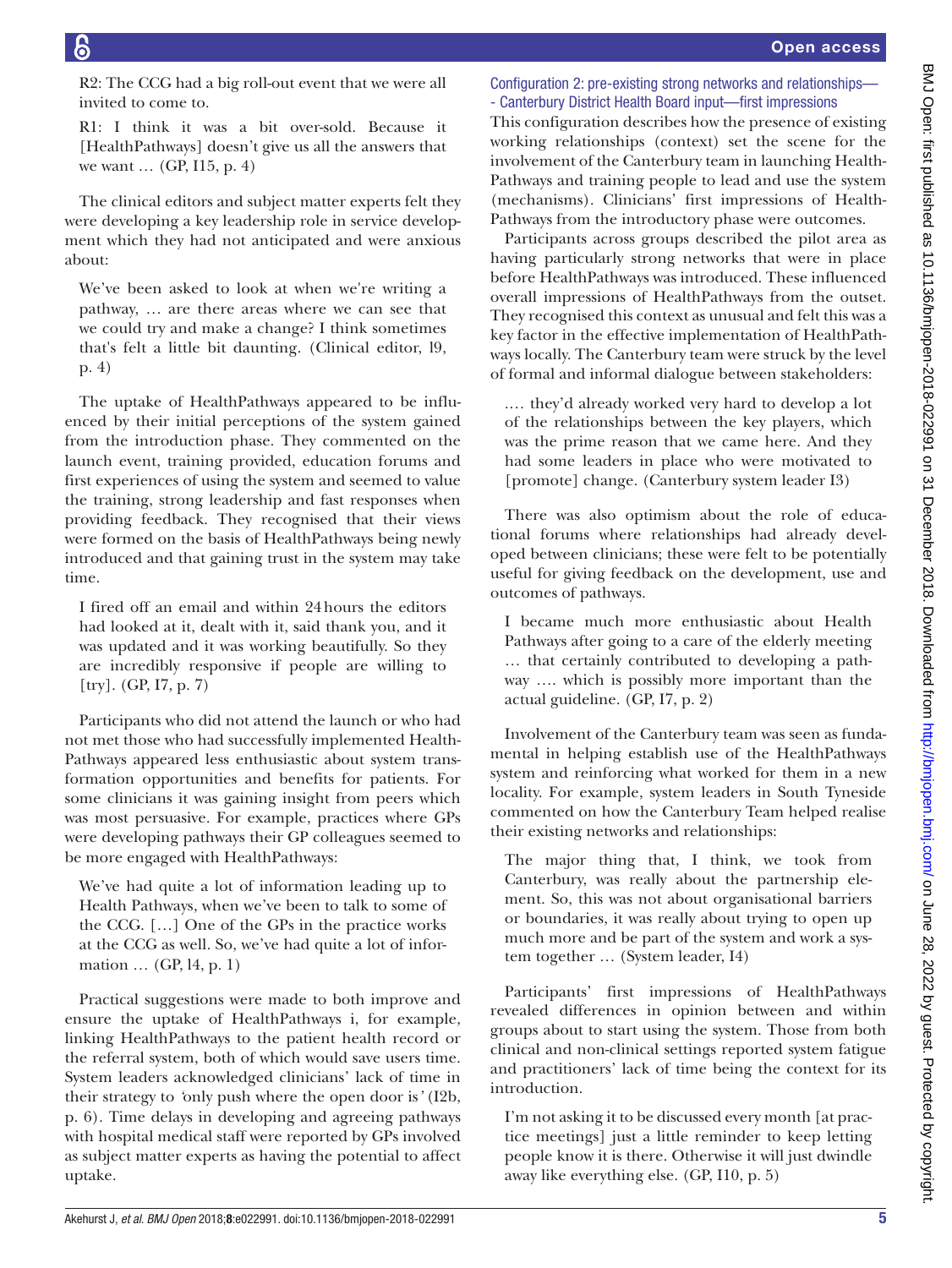R2: The CCG had a big roll-out event that we were all invited to come to.

R1: I think it was a bit over-sold. Because it [HealthPathways] doesn't give us all the answers that we want … (GP, I15, p. 4)

The clinical editors and subject matter experts felt they were developing a key leadership role in service development which they had not anticipated and were anxious about:

> We've been asked to look at when we're writing a pathway, … are there areas where we can see that we could try and make a change? I think sometimes that's felt a little bit daunting. (Clinical editor, I9, p. 4)

The uptake of HealthPathways appeared to be influenced by their initial perceptions of the system gained from the introduction phase. They commented on the launch event, training provided, education forums and first experiences of using the system and seemed to value the training, strong leadership and fast responses when providing feedback. They recognised that their views were formed on the basis of HealthPathways being newly introduced and that gaining trust in the system may take time.

> I fired off an email and within 24 hours the editors had looked at it, dealt with it, said thank you, and it was updated and it was working beautifully. So they are incredibly responsive if people are willing to [try]. (GP, I7, p. 7)

Participants who did not attend the launch or who had not met those who had successfully implemented HealthPathways appeared less enthusiastic about system transformation opportunities and benefits for patients. For some clinicians it was gaining insight from peers which was most persuasive. For example, practices where GPs were developing pathways their GP colleagues seemed to be more engaged with HealthPathways:

> We've had quite a lot of information leading up to Health Pathways, when we've been to talk to some of the CCG. […] One of the GPs in the practice works at the CCG as well. So, we've had quite a lot of information … (GP, I4, p. 1)

Practical suggestions were made to both improve and ensure the uptake of HealthPathways i, for example, linking HealthPathways to the patient health record or the referral system, both of which would save users time. System leaders acknowledged clinicians' lack of time in their strategy to *'only push where the open door is'* (I2b, p. 6). Time delays in developing and agreeing pathways with hospital medical staff were reported by GPs involved as subject matter experts as having the potential to affect uptake.

### Configuration 2: pre-existing strong networks and relationships—- Canterbury District Health Board input—first impressions

This configuration describes how the presence of existing working relationships (context) set the scene for the involvement of the Canterbury team in launching HealthPathways and training people to lead and use the system (mechanisms). Clinicians' first impressions of HealthPathways from the introductory phase were outcomes.

Participants across groups described the pilot area as having particularly strong networks that were in place before HealthPathways was introduced. These influenced overall impressions of HealthPathways from the outset. They recognised this context as unusual and felt this was a key factor in the effective implementation of HealthPathways locally. The Canterbury team were struck by the level of formal and informal dialogue between stakeholders:

> …. they'd already worked very hard to develop a lot of the relationships between the key players, which was the prime reason that we came here. And they had some leaders in place who were motivated to [promote] change. (Canterbury system leader I3)

There was also optimism about the role of educational forums where relationships had already developed between clinicians; these were felt to be potentially useful for giving feedback on the development, use and outcomes of pathways.

> I became much more enthusiastic about Health Pathways after going to a care of the elderly meeting … that certainly contributed to developing a pathway …. which is possibly more important than the actual guideline. (GP, I7, p. 2)

Involvement of the Canterbury team was seen as fundamental in helping establish use of the HealthPathways system and reinforcing what worked for them in a new locality. For example, system leaders in South Tyneside commented on how the Canterbury Team helped realise their existing networks and relationships:

> The major thing that, I think, we took from Canterbury, was really about the partnership element. So, this was not about organisational barriers or boundaries, it was really about trying to open up much more and be part of the system and work a system together … (System leader, I4)

Participants' first impressions of HealthPathways revealed differences in opinion between and within groups about to start using the system. Those from both clinical and non-clinical settings reported system fatigue and practitioners' lack of time being the context for its introduction.

> I'm not asking it to be discussed every month [at practice meetings] just a little reminder to keep letting people know it is there. Otherwise it will just dwindle away like everything else. (GP, I10, p. 5)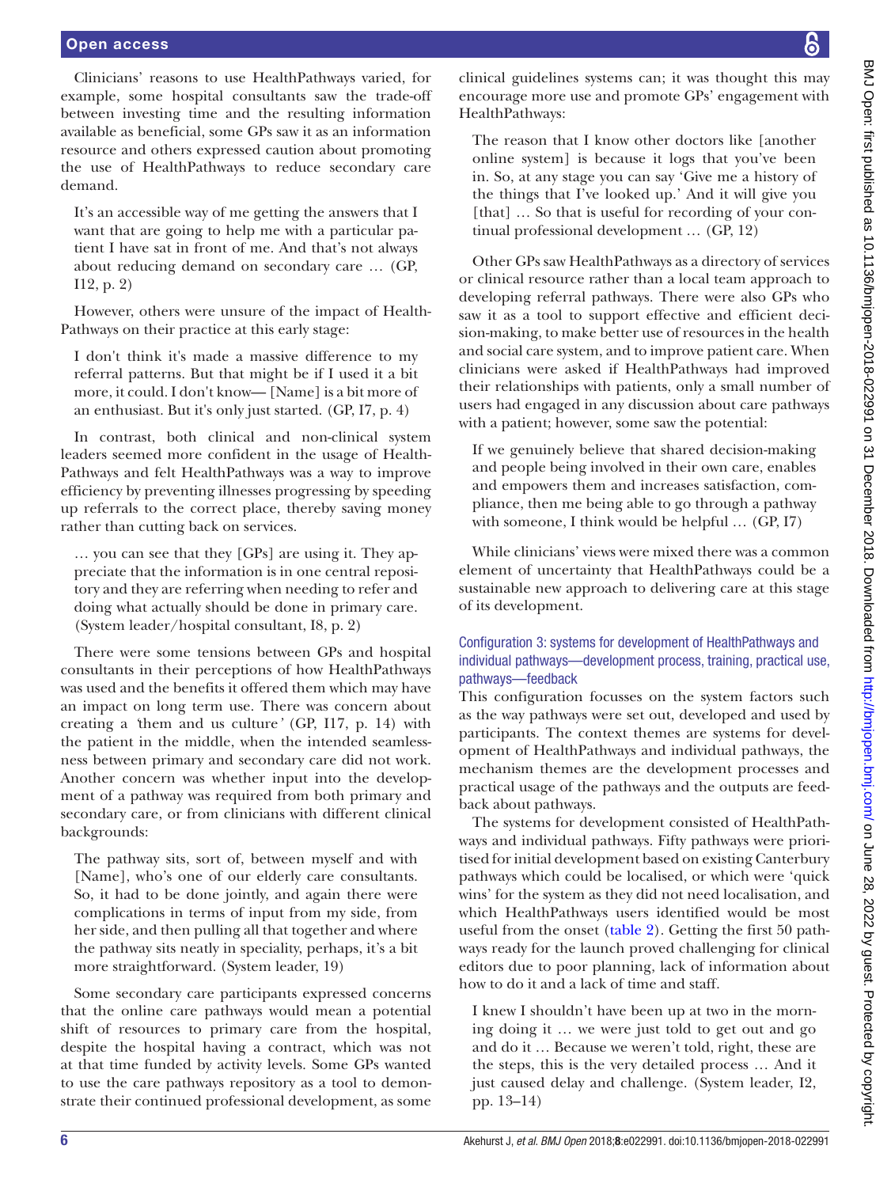Clinicians' reasons to use HealthPathways varied, for example, some hospital consultants saw the trade-off between investing time and the resulting information available as beneficial, some GPs saw it as an information resource and others expressed caution about promoting the use of HealthPathways to reduce secondary care demand.

> It's an accessible way of me getting the answers that I want that are going to help me with a particular patient I have sat in front of me. And that's not always about reducing demand on secondary care … (GP, I12, p. 2)

However, others were unsure of the impact of HealthPathways on their practice at this early stage:

> I don't think it's made a massive difference to my referral patterns. But that might be if I used it a bit more, it could. I don't know— [Name] is a bit more of an enthusiast. But it's only just started. (GP, I7, p. 4)

In contrast, both clinical and non-clinical system leaders seemed more confident in the usage of HealthPathways and felt HealthPathways was a way to improve efficiency by preventing illnesses progressing by speeding up referrals to the correct place, thereby saving money rather than cutting back on services.

> … you can see that they [GPs] are using it. They appreciate that the information is in one central repository and they are referring when needing to refer and doing what actually should be done in primary care. (System leader/hospital consultant, I8, p. 2)

There were some tensions between GPs and hospital consultants in their perceptions of how HealthPathways was used and the benefits it offered them which may have an impact on long term use. There was concern about creating a *'them and us culture'* (GP, I17, p. 14) with the patient in the middle, when the intended seamlessness between primary and secondary care did not work. Another concern was whether input into the development of a pathway was required from both primary and secondary care, or from clinicians with different clinical backgrounds:

> The pathway sits, sort of, between myself and with [Name], who's one of our elderly care consultants. So, it had to be done jointly, and again there were complications in terms of input from my side, from her side, and then pulling all that together and where the pathway sits neatly in speciality, perhaps, it's a bit more straightforward. (System leader, 19)

Some secondary care participants expressed concerns that the online care pathways would mean a potential shift of resources to primary care from the hospital, despite the hospital having a contract, which was not at that time funded by activity levels. Some GPs wanted to use the care pathways repository as a tool to demonstrate their continued professional development, as some clinical guidelines systems can; it was thought this may encourage more use and promote GPs' engagement with HealthPathways:

> The reason that I know other doctors like [another online system] is because it logs that you've been in. So, at any stage you can say 'Give me a history of the things that I've looked up.' And it will give you [that] … So that is useful for recording of your continual professional development … (GP, 12)

Other GPs saw HealthPathways as a directory of services or clinical resource rather than a local team approach to developing referral pathways. There were also GPs who saw it as a tool to support effective and efficient decision-making, to make better use of resources in the health and social care system, and to improve patient care. When clinicians were asked if HealthPathways had improved their relationships with patients, only a small number of users had engaged in any discussion about care pathways with a patient; however, some saw the potential:

> If we genuinely believe that shared decision-making and people being involved in their own care, enables and empowers them and increases satisfaction, compliance, then me being able to go through a pathway with someone, I think would be helpful … (GP, I7)

While clinicians' views were mixed there was a common element of uncertainty that HealthPathways could be a sustainable new approach to delivering care at this stage of its development.

### Configuration 3: systems for development of HealthPathways and individual pathways—development process, training, practical use, pathways—feedback

This configuration focusses on the system factors such as the way pathways were set out, developed and used by participants. The context themes are systems for development of HealthPathways and individual pathways, the mechanism themes are the development processes and practical usage of the pathways and the outputs are feedback about pathways.

The systems for development consisted of HealthPathways and individual pathways. Fifty pathways were prioritised for initial development based on existing Canterbury pathways which could be localised, or which were 'quick wins' for the system as they did not need localisation, and which HealthPathways users identified would be most useful from the onset (table 2). Getting the first 50 pathways ready for the launch proved challenging for clinical editors due to poor planning, lack of information about how to do it and a lack of time and staff.

> I knew I shouldn't have been up at two in the morning doing it … we were just told to get out and go and do it … Because we weren't told, right, these are the steps, this is the very detailed process … And it just caused delay and challenge. (System leader, I2, pp. 13–14)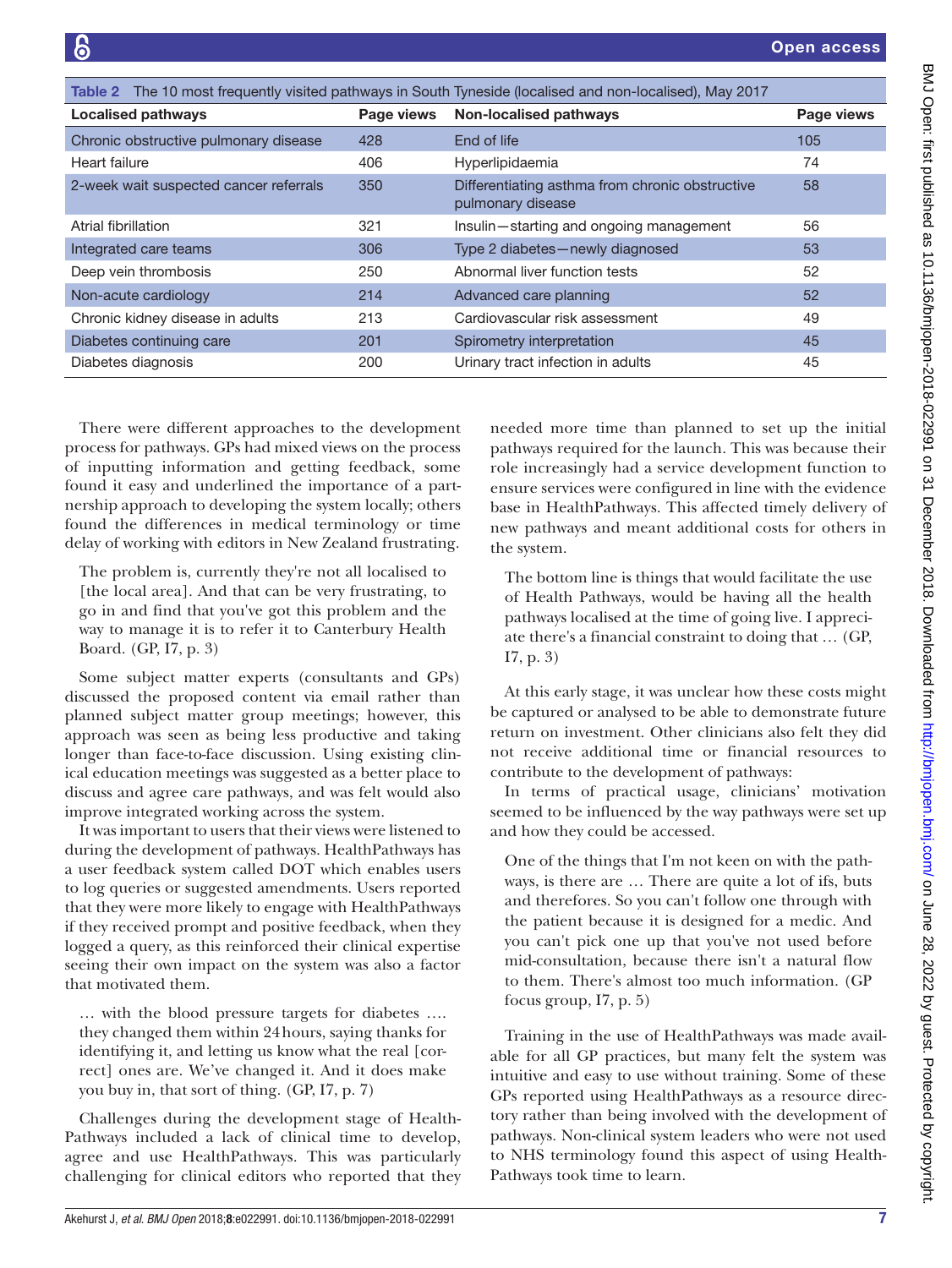Table 2 The 10 most frequently visited pathways in South Tyneside (localised and non-localised), May 2017

| Localised pathways | Page views | Non-localised pathways | Page views |
|---|---|---|---|
| Chronic obstructive pulmonary disease | 428 | End of life | 105 |
| Heart failure | 406 | Hyperlipidaemia | 74 |
| 2-week wait suspected cancer referrals | 350 | Differentiating asthma from chronic obstructive pulmonary disease | 58 |
| Atrial fibrillation | 321 | Insulin—starting and ongoing management | 56 |
| Integrated care teams | 306 | Type 2 diabetes—newly diagnosed | 53 |
| Deep vein thrombosis | 250 | Abnormal liver function tests | 52 |
| Non-acute cardiology | 214 | Advanced care planning | 52 |
| Chronic kidney disease in adults | 213 | Cardiovascular risk assessment | 49 |
| Diabetes continuing care | 201 | Spirometry interpretation | 45 |
| Diabetes diagnosis | 200 | Urinary tract infection in adults | 45 |

There were different approaches to the development process for pathways. GPs had mixed views on the process of inputting information and getting feedback, some found it easy and underlined the importance of a partnership approach to developing the system locally; others found the differences in medical terminology or time delay of working with editors in New Zealand frustrating.

> The problem is, currently they're not all localised to [the local area]. And that can be very frustrating, to go in and find that you've got this problem and the way to manage it is to refer it to Canterbury Health Board. (GP, I7, p. 3)

Some subject matter experts (consultants and GPs) discussed the proposed content via email rather than planned subject matter group meetings; however, this approach was seen as being less productive and taking longer than face-to-face discussion. Using existing clinical education meetings was suggested as a better place to discuss and agree care pathways, and was felt would also improve integrated working across the system.

It was important to users that their views were listened to during the development of pathways. HealthPathways has a user feedback system called DOT which enables users to log queries or suggested amendments. Users reported that they were more likely to engage with HealthPathways if they received prompt and positive feedback, when they logged a query, as this reinforced their clinical expertise seeing their own impact on the system was also a factor that motivated them.

> … with the blood pressure targets for diabetes …. they changed them within 24 hours, saying thanks for identifying it, and letting us know what the real [correct] ones are. We've changed it. And it does make you buy in, that sort of thing. (GP, I7, p. 7)

Challenges during the development stage of HealthPathways included a lack of clinical time to develop, agree and use HealthPathways. This was particularly challenging for clinical editors who reported that they needed more time than planned to set up the initial pathways required for the launch. This was because their role increasingly had a service development function to ensure services were configured in line with the evidence base in HealthPathways. This affected timely delivery of new pathways and meant additional costs for others in the system.

> The bottom line is things that would facilitate the use of Health Pathways, would be having all the health pathways localised at the time of going live. I appreciate there's a financial constraint to doing that … (GP, I7, p. 3)

At this early stage, it was unclear how these costs might be captured or analysed to be able to demonstrate future return on investment. Other clinicians also felt they did not receive additional time or financial resources to contribute to the development of pathways:

In terms of practical usage, clinicians' motivation seemed to be influenced by the way pathways were set up and how they could be accessed.

> One of the things that I'm not keen on with the pathways, is there are … There are quite a lot of ifs, buts and therefores. So you can't follow one through with the patient because it is designed for a medic. And you can't pick one up that you've not used before mid-consultation, because there isn't a natural flow to them. There's almost too much information. (GP focus group, I7, p. 5)

Training in the use of HealthPathways was made available for all GP practices, but many felt the system was intuitive and easy to use without training. Some of these GPs reported using HealthPathways as a resource directory rather than being involved with the development of pathways. Non-clinical system leaders who were not used to NHS terminology found this aspect of using HealthPathways took time to learn.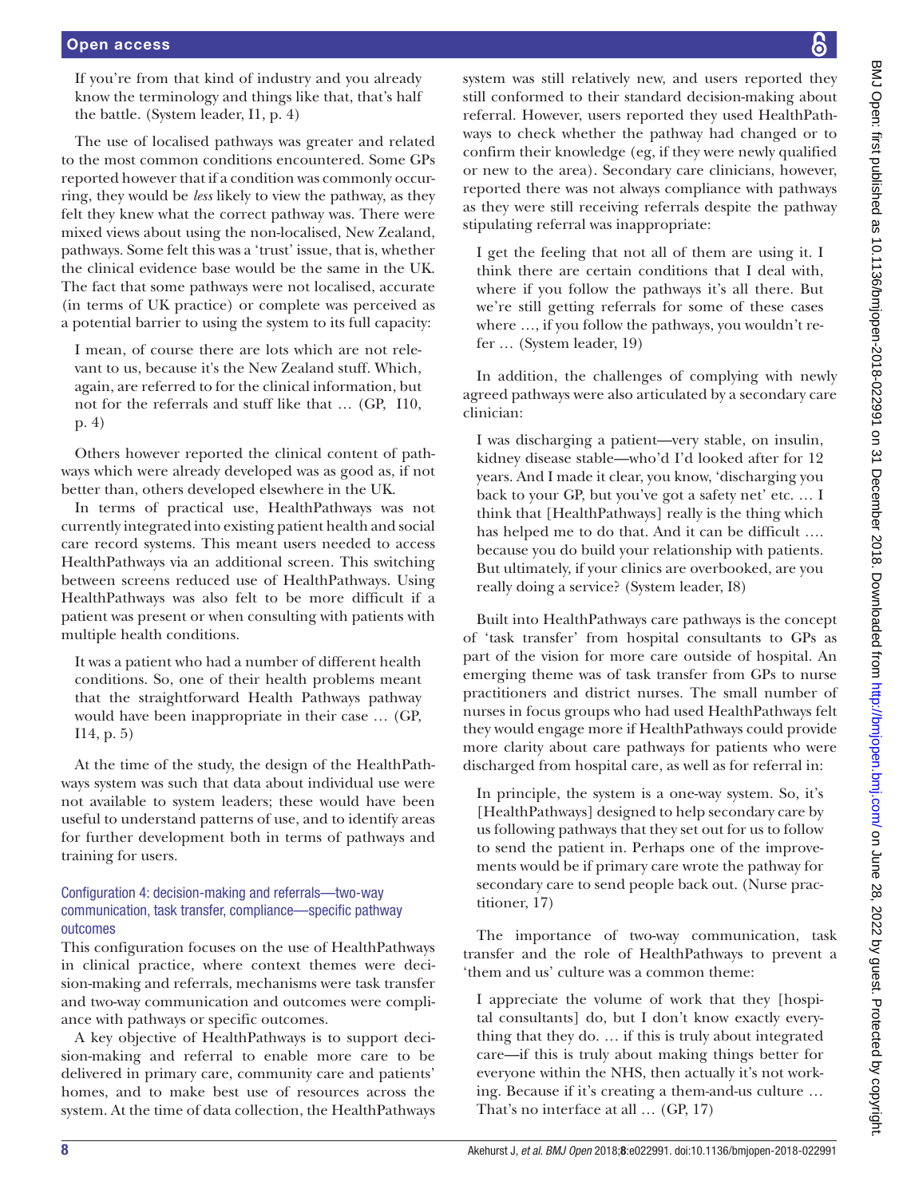> If you're from that kind of industry and you already know the terminology and things like that, that's half the battle. (System leader, I1, p. 4)

The use of localised pathways was greater and related to the most common conditions encountered. Some GPs reported however that if a condition was commonly occurring, they would be *less* likely to view the pathway, as they felt they knew what the correct pathway was. There were mixed views about using the non-localised, New Zealand, pathways. Some felt this was a 'trust' issue, that is, whether the clinical evidence base would be the same in the UK. The fact that some pathways were not localised, accurate (in terms of UK practice) or complete was perceived as a potential barrier to using the system to its full capacity:

> I mean, of course there are lots which are not relevant to us, because it's the New Zealand stuff. Which, again, are referred to for the clinical information, but not for the referrals and stuff like that … (GP, I10, p. 4)

Others however reported the clinical content of pathways which were already developed was as good as, if not better than, others developed elsewhere in the UK.

In terms of practical use, HealthPathways was not currently integrated into existing patient health and social care record systems. This meant users needed to access HealthPathways via an additional screen. This switching between screens reduced use of HealthPathways. Using HealthPathways was also felt to be more difficult if a patient was present or when consulting with patients with multiple health conditions.

> It was a patient who had a number of different health conditions. So, one of their health problems meant that the straightforward Health Pathways pathway would have been inappropriate in their case … (GP, I14, p. 5)

At the time of the study, the design of the HealthPathways system was such that data about individual use were not available to system leaders; these would have been useful to understand patterns of use, and to identify areas for further development both in terms of pathways and training for users.

### Configuration 4: decision-making and referrals—two-way communication, task transfer, compliance—specific pathway outcomes

This configuration focuses on the use of HealthPathways in clinical practice, where context themes were decision-making and referrals, mechanisms were task transfer and two-way communication and outcomes were compliance with pathways or specific outcomes.

A key objective of HealthPathways is to support decision-making and referral to enable more care to be delivered in primary care, community care and patients' homes, and to make best use of resources across the system. At the time of data collection, the HealthPathways system was still relatively new, and users reported they still conformed to their standard decision-making about referral. However, users reported they used HealthPathways to check whether the pathway had changed or to confirm their knowledge (eg, if they were newly qualified or new to the area). Secondary care clinicians, however, reported there was not always compliance with pathways as they were still receiving referrals despite the pathway stipulating referral was inappropriate:

> I get the feeling that not all of them are using it. I think there are certain conditions that I deal with, where if you follow the pathways it's all there. But we're still getting referrals for some of these cases where …, if you follow the pathways, you wouldn't refer … (System leader, 19)

In addition, the challenges of complying with newly agreed pathways were also articulated by a secondary care clinician:

> I was discharging a patient—very stable, on insulin, kidney disease stable—who'd I'd looked after for 12 years. And I made it clear, you know, 'discharging you back to your GP, but you've got a safety net' etc. … I think that [HealthPathways] really is the thing which has helped me to do that. And it can be difficult …. because you do build your relationship with patients. But ultimately, if your clinics are overbooked, are you really doing a service? (System leader, I8)

Built into HealthPathways care pathways is the concept of 'task transfer' from hospital consultants to GPs as part of the vision for more care outside of hospital. An emerging theme was of task transfer from GPs to nurse practitioners and district nurses. The small number of nurses in focus groups who had used HealthPathways felt they would engage more if HealthPathways could provide more clarity about care pathways for patients who were discharged from hospital care, as well as for referral in:

> In principle, the system is a one-way system. So, it's [HealthPathways] designed to help secondary care by us following pathways that they set out for us to follow to send the patient in. Perhaps one of the improvements would be if primary care wrote the pathway for secondary care to send people back out. (Nurse practitioner, 17)

The importance of two-way communication, task transfer and the role of HealthPathways to prevent a 'them and us' culture was a common theme:

> I appreciate the volume of work that they [hospital consultants] do, but I don't know exactly everything that they do. … if this is truly about integrated care—if this is truly about making things better for everyone within the NHS, then actually it's not working. Because if it's creating a them-and-us culture … That's no interface at all … (GP, 17)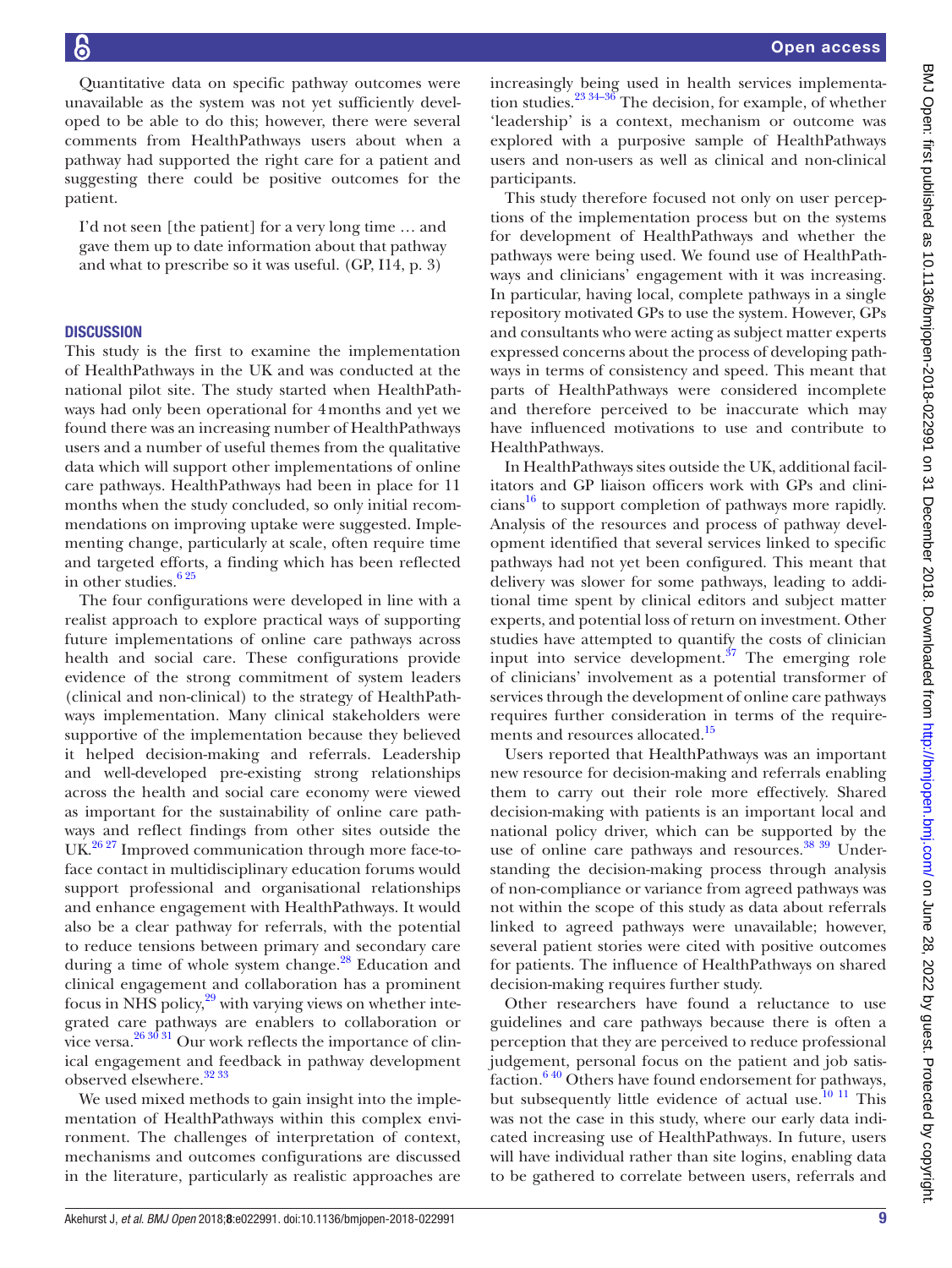Quantitative data on specific pathway outcomes were unavailable as the system was not yet sufficiently developed to be able to do this; however, there were several comments from HealthPathways users about when a pathway had supported the right care for a patient and suggesting there could be positive outcomes for the patient.

> I'd not seen [the patient] for a very long time … and gave them up to date information about that pathway and what to prescribe so it was useful. (GP, I14, p. 3)

## DISCUSSION

This study is the first to examine the implementation of HealthPathways in the UK and was conducted at the national pilot site. The study started when HealthPathways had only been operational for 4 months and yet we found there was an increasing number of HealthPathways users and a number of useful themes from the qualitative data which will support other implementations of online care pathways. HealthPathways had been in place for 11 months when the study concluded, so only initial recommendations on improving uptake were suggested. Implementing change, particularly at scale, often require time and targeted efforts, a finding which has been reflected in other studies.[6 25]

The four configurations were developed in line with a realist approach to explore practical ways of supporting future implementations of online care pathways across health and social care. These configurations provide evidence of the strong commitment of system leaders (clinical and non-clinical) to the strategy of HealthPathways implementation. Many clinical stakeholders were supportive of the implementation because they believed it helped decision-making and referrals. Leadership and well-developed pre-existing strong relationships across the health and social care economy were viewed as important for the sustainability of online care pathways and reflect findings from other sites outside the UK.[26 27] Improved communication through more face-to-face contact in multidisciplinary education forums would support professional and organisational relationships and enhance engagement with HealthPathways. It would also be a clear pathway for referrals, with the potential to reduce tensions between primary and secondary care during a time of whole system change.[28] Education and clinical engagement and collaboration has a prominent focus in NHS policy,[29] with varying views on whether integrated care pathways are enablers to collaboration or vice versa.[26 30 31] Our work reflects the importance of clinical engagement and feedback in pathway development observed elsewhere.[32 33]

We used mixed methods to gain insight into the implementation of HealthPathways within this complex environment. The challenges of interpretation of context, mechanisms and outcomes configurations are discussed in the literature, particularly as realistic approaches are increasingly being used in health services implementation studies.[23 34–36] The decision, for example, of whether 'leadership' is a context, mechanism or outcome was explored with a purposive sample of HealthPathways users and non-users as well as clinical and non-clinical participants.

This study therefore focused not only on user perceptions of the implementation process but on the systems for development of HealthPathways and whether the pathways were being used. We found use of HealthPathways and clinicians' engagement with it was increasing. In particular, having local, complete pathways in a single repository motivated GPs to use the system. However, GPs and consultants who were acting as subject matter experts expressed concerns about the process of developing pathways in terms of consistency and speed. This meant that parts of HealthPathways were considered incomplete and therefore perceived to be inaccurate which may have influenced motivations to use and contribute to HealthPathways.

In HealthPathways sites outside the UK, additional facilitators and GP liaison officers work with GPs and clinicians[16] to support completion of pathways more rapidly. Analysis of the resources and process of pathway development identified that several services linked to specific pathways had not yet been configured. This meant that delivery was slower for some pathways, leading to additional time spent by clinical editors and subject matter experts, and potential loss of return on investment. Other studies have attempted to quantify the costs of clinician input into service development.[37] The emerging role of clinicians' involvement as a potential transformer of services through the development of online care pathways requires further consideration in terms of the requirements and resources allocated.[15]

Users reported that HealthPathways was an important new resource for decision-making and referrals enabling them to carry out their role more effectively. Shared decision-making with patients is an important local and national policy driver, which can be supported by the use of online care pathways and resources.[38 39] Understanding the decision-making process through analysis of non-compliance or variance from agreed pathways was not within the scope of this study as data about referrals linked to agreed pathways were unavailable; however, several patient stories were cited with positive outcomes for patients. The influence of HealthPathways on shared decision-making requires further study.

Other researchers have found a reluctance to use guidelines and care pathways because there is often a perception that they are perceived to reduce professional judgement, personal focus on the patient and job satisfaction.[6 40] Others have found endorsement for pathways, but subsequently little evidence of actual use.[10 11] This was not the case in this study, where our early data indicated increasing use of HealthPathways. In future, users will have individual rather than site logins, enabling data to be gathered to correlate between users, referrals and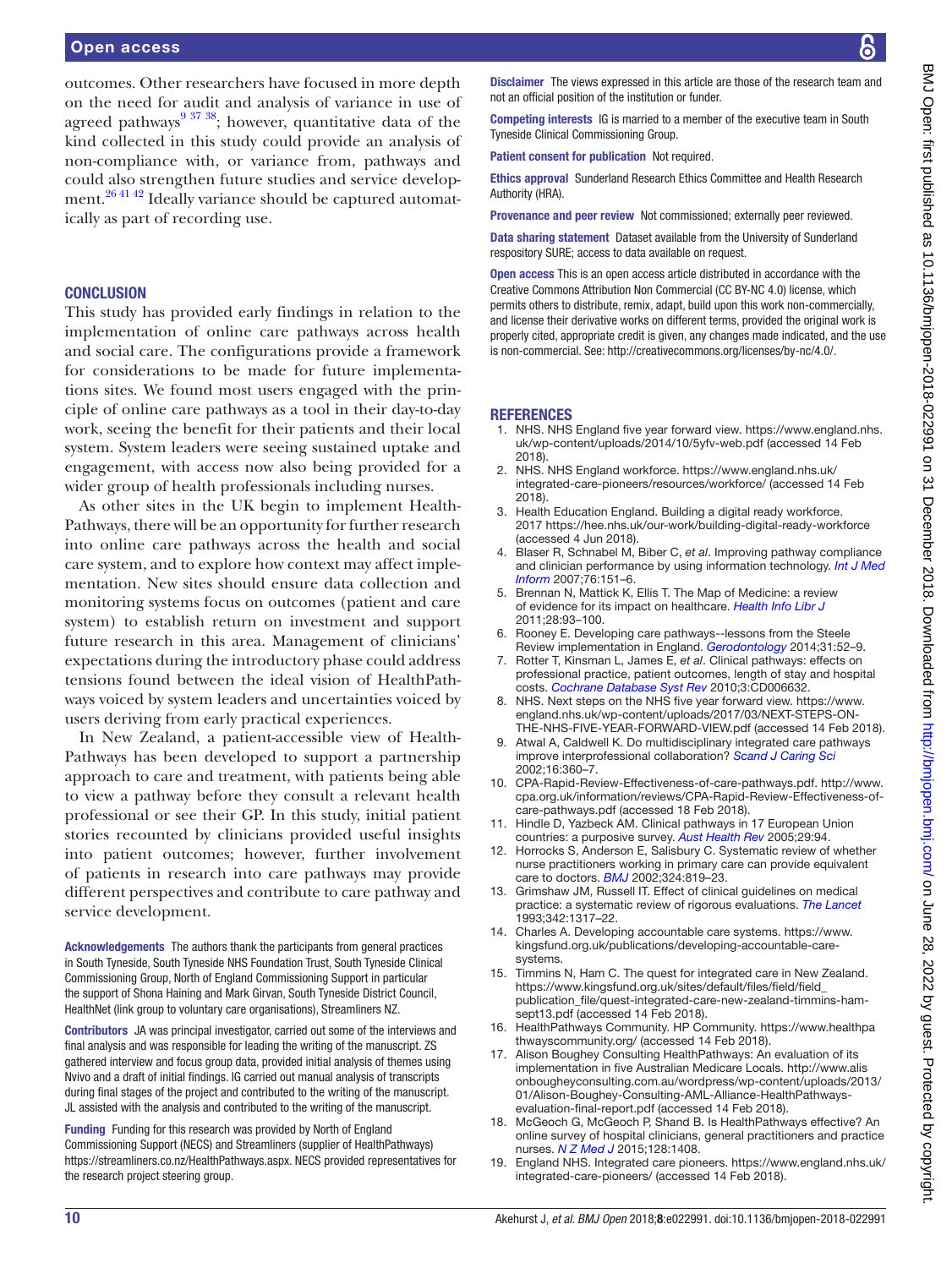outcomes. Other researchers have focused in more depth on the need for audit and analysis of variance in use of agreed pathways[9 37 38]; however, quantitative data of the kind collected in this study could provide an analysis of non-compliance with, or variance from, pathways and could also strengthen future studies and service development.[26 41 42] Ideally variance should be captured automatically as part of recording use.

## CONCLUSION

This study has provided early findings in relation to the implementation of online care pathways across health and social care. The configurations provide a framework for considerations to be made for future implementations sites. We found most users engaged with the principle of online care pathways as a tool in their day-to-day work, seeing the benefit for their patients and their local system. System leaders were seeing sustained uptake and engagement, with access now also being provided for a wider group of health professionals including nurses.

As other sites in the UK begin to implement HealthPathways, there will be an opportunity for further research into online care pathways across the health and social care system, and to explore how context may affect implementation. New sites should ensure data collection and monitoring systems focus on outcomes (patient and care system) to establish return on investment and support future research in this area. Management of clinicians' expectations during the introductory phase could address tensions found between the ideal vision of HealthPathways voiced by system leaders and uncertainties voiced by users deriving from early practical experiences.

In New Zealand, a patient-accessible view of HealthPathways has been developed to support a partnership approach to care and treatment, with patients being able to view a pathway before they consult a relevant health professional or see their GP. In this study, initial patient stories recounted by clinicians provided useful insights into patient outcomes; however, further involvement of patients in research into care pathways may provide different perspectives and contribute to care pathway and service development.

**Acknowledgements** The authors thank the participants from general practices in South Tyneside, South Tyneside NHS Foundation Trust, South Tyneside Clinical Commissioning Group, North of England Commissioning Support in particular the support of Shona Haining and Mark Girvan, South Tyneside District Council, HealthNet (link group to voluntary care organisations), Streamliners NZ.

**Contributors** JA was principal investigator, carried out some of the interviews and final analysis and was responsible for leading the writing of the manuscript. ZS gathered interview and focus group data, provided initial analysis of themes using Nvivo and a draft of initial findings. IG carried out manual analysis of transcripts during final stages of the project and contributed to the writing of the manuscript. JL assisted with the analysis and contributed to the writing of the manuscript.

**Funding** Funding for this research was provided by North of England Commissioning Support (NECS) and Streamliners (supplier of HealthPathways) https://streamliners.co.nz/HealthPathways.aspx. NECS provided representatives for the research project steering group.

**Disclaimer** The views expressed in this article are those of the research team and not an official position of the institution or funder.

**Competing interests** IG is married to a member of the executive team in South Tyneside Clinical Commissioning Group.

**Patient consent for publication** Not required.

**Ethics approval** Sunderland Research Ethics Committee and Health Research Authority (HRA).

**Provenance and peer review** Not commissioned; externally peer reviewed.

**Data sharing statement** Dataset available from the University of Sunderland respository SURE; access to data available on request.

**Open access** This is an open access article distributed in accordance with the Creative Commons Attribution Non Commercial (CC BY-NC 4.0) license, which permits others to distribute, remix, adapt, build upon this work non-commercially, and license their derivative works on different terms, provided the original work is properly cited, appropriate credit is given, any changes made indicated, and the use is non-commercial. See: http://creativecommons.org/licenses/by-nc/4.0/.

## REFERENCES

1. NHS. NHS England five year forward view. https://www.england.nhs.uk/wp-content/uploads/2014/10/5yfv-web.pdf (accessed 14 Feb 2018).
2. NHS. NHS England workforce. https://www.england.nhs.uk/integrated-care-pioneers/resources/workforce/ (accessed 14 Feb 2018).
3. Health Education England. Building a digital ready workforce. 2017 https://www.hee.nhs.uk/our-work/building-digital-ready-workforce (accessed 4 Jun 2018).
4. Blaser R, Schnabel M, Biber C, *et al*. Improving pathway compliance and clinician performance by using information technology. *Int J Med Inform* 2007;76:151–6.
5. Brennan N, Mattick K, Ellis T. The Map of Medicine: a review of evidence for its impact on healthcare. *Health Info Libr J* 2011;28:93–100.
6. Rooney E. Developing care pathways--lessons from the Steele Review implementation in England. *Gerodontology* 2014;31:52–9.
7. Rotter T, Kinsman L, James E, *et al*. Clinical pathways: effects on professional practice, patient outcomes, length of stay and hospital costs. *Cochrane Database Syst Rev* 2010;3:CD006632.
8. NHS. Next steps on the NHS five year forward view. https://www.england.nhs.uk/wp-content/uploads/2017/03/NEXT-STEPS-ON-THE-NHS-FIVE-YEAR-FORWARD-VIEW.pdf (accessed 14 Feb 2018).
9. Atwal A, Caldwell K. Do multidisciplinary integrated care pathways improve interprofessional collaboration? *Scand J Caring Sci* 2002;16:360–7.
10. CPA-Rapid-Review-Effectiveness-of-care-pathways.pdf. http://www.cpa.org.uk/information/reviews/CPA-Rapid-Review-Effectiveness-of-care-pathways.pdf (accessed 18 Feb 2018).
11. Hindle D, Yazbeck AM. Clinical pathways in 17 European Union countries: a purposive survey. *Aust Health Rev* 2005;29:94.
12. Horrocks S, Anderson E, Salisbury C. Systematic review of whether nurse practitioners working in primary care can provide equivalent care to doctors. *BMJ* 2002;324:819–23.
13. Grimshaw JM, Russell IT. Effect of clinical guidelines on medical practice: a systematic review of rigorous evaluations. *The Lancet* 1993;342:1317–22.
14. Charles A. Developing accountable care systems. https://www.kingsfund.org.uk/publications/developing-accountable-care-systems.
15. Timmins N, Ham C. The quest for integrated care in New Zealand. https://www.kingsfund.org.uk/sites/default/files/field/field_publication_file/quest-integrated-care-new-zealand-timmins-ham-sept13.pdf (accessed 14 Feb 2018).
16. HealthPathways Community. HP Community. https://www.healthpathwayscommunity.org/ (accessed 14 Feb 2018).
17. Alison Boughey Consulting HealthPathways: An evaluation of its implementation in five Australian Medicare Locals. http://www.alisonboughеyconsulting.com.au/wordpress/wp-content/uploads/2013/01/Alison-Boughey-Consulting-AML-Alliance-HealthPathways-evaluation-final-report.pdf (accessed 14 Feb 2018).
18. McGeoch G, McGeoch P, Shand B. Is HealthPathways effective? An online survey of hospital clinicians, general practitioners and practice nurses. *N Z Med J* 2015;128:1408.
19. England NHS. Integrated care pioneers. https://www.england.nhs.uk/integrated-care-pioneers/ (accessed 14 Feb 2018).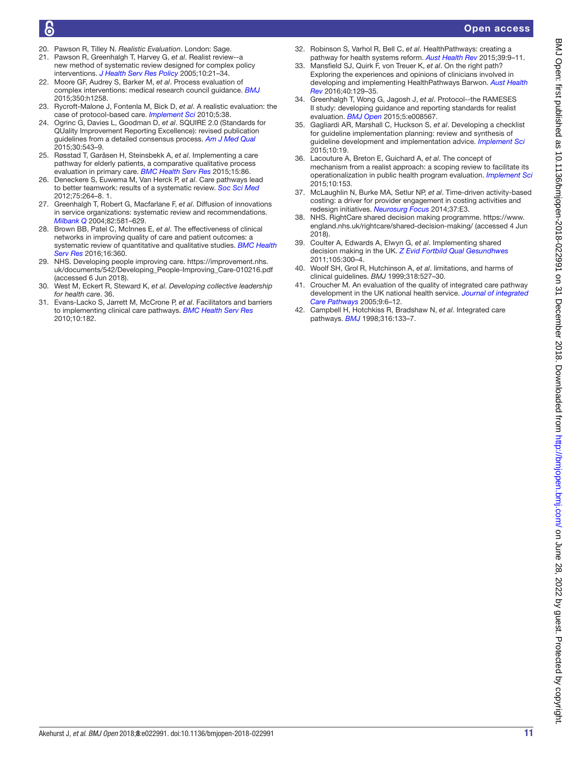20. Pawson R, Tilley N. *Realistic Evaluation*. London: Sage.
21. Pawson R, Greenhalgh T, Harvey G, *et al*. Realist review--a new method of systematic review designed for complex policy interventions. *J Health Serv Res Policy* 2005;10:21–34.
22. Moore GF, Audrey S, Barker M, *et al*. Process evaluation of complex interventions: medical research council guidance. *BMJ* 2015;350:h1258.
23. Rycroft-Malone J, Fontenla M, Bick D, *et al*. A realistic evaluation: the case of protocol-based care. *Implement Sci* 2010;5:38.
24. Ogrinc G, Davies L, Goodman D, *et al*. SQUIRE 2.0 (Standards for QUality Improvement Reporting Excellence): revised publication guidelines from a detailed consensus process. *Am J Med Qual* 2015;30:543–9.
25. Røsstad T, Garåsen H, Steinsbekk A, *et al*. Implementing a care pathway for elderly patients, a comparative qualitative process evaluation in primary care. *BMC Health Serv Res* 2015;15:86.
26. Deneckere S, Euwema M, Van Herck P, *et al*. Care pathways lead to better teamwork: results of a systematic review. *Soc Sci Med* 2012;75:264–8. 1.
27. Greenhalgh T, Robert G, Macfarlane F, *et al*. Diffusion of innovations in service organizations: systematic review and recommendations. *Milbank Q* 2004;82:581–629.
28. Brown BB, Patel C, McInnes E, *et al*. The effectiveness of clinical networks in improving quality of care and patient outcomes: a systematic review of quantitative and qualitative studies. *BMC Health Serv Res* 2016;16:360.
29. NHS. Developing people improving care. https://improvement.nhs.uk/documents/542/Developing_People-Improving_Care-010216.pdf (accessed 6 Jun 2018).
30. West M, Eckert R, Steward K, *et al*. *Developing collective leadership for health care*. 36.
31. Evans-Lacko S, Jarrett M, McCrone P, *et al*. Facilitators and barriers to implementing clinical care pathways. *BMC Health Serv Res* 2010;10:182.
32. Robinson S, Varhol R, Bell C, *et al*. HealthPathways: creating a pathway for health systems reform. *Aust Health Rev* 2015;39:9–11.
33. Mansfield SJ, Quirk F, von Treuer K, *et al*. On the right path? Exploring the experiences and opinions of clinicians involved in developing and implementing HealthPathways Barwon. *Aust Health Rev* 2016;40:129–35.
34. Greenhalgh T, Wong G, Jagosh J, *et al*. Protocol--the RAMESES II study: developing guidance and reporting standards for realist evaluation. *BMJ Open* 2015;5:e008567.
35. Gagliardi AR, Marshall C, Huckson S, *et al*. Developing a checklist for guideline implementation planning: review and synthesis of guideline development and implementation advice. *Implement Sci* 2015;10:19.
36. Lacouture A, Breton E, Guichard A, *et al*. The concept of mechanism from a realist approach: a scoping review to facilitate its operationalization in public health program evaluation. *Implement Sci* 2015;10:153.
37. McLaughlin N, Burke MA, Setlur NP, *et al*. Time-driven activity-based costing: a driver for provider engagement in costing activities and redesign initiatives. *Neurosurg Focus* 2014;37:E3.
38. NHS. RightCare shared decision making programme. https://www.england.nhs.uk/rightcare/shared-decision-making/ (accessed 4 Jun 2018).
39. Coulter A, Edwards A, Elwyn G, *et al*. Implementing shared decision making in the UK. *Z Evid Fortbild Qual Gesundhwes* 2011;105:300–4.
40. Woolf SH, Grol R, Hutchinson A, *et al*. limitations, and harms of clinical guidelines. *BMJ* 1999;318:527–30.
41. Croucher M. An evaluation of the quality of integrated care pathway development in the UK national health service. *Journal of integrated Care Pathways* 2005;9:6–12.
42. Campbell H, Hotchkiss R, Bradshaw N, *et al*. Integrated care pathways. *BMJ* 1998;316:133–7.